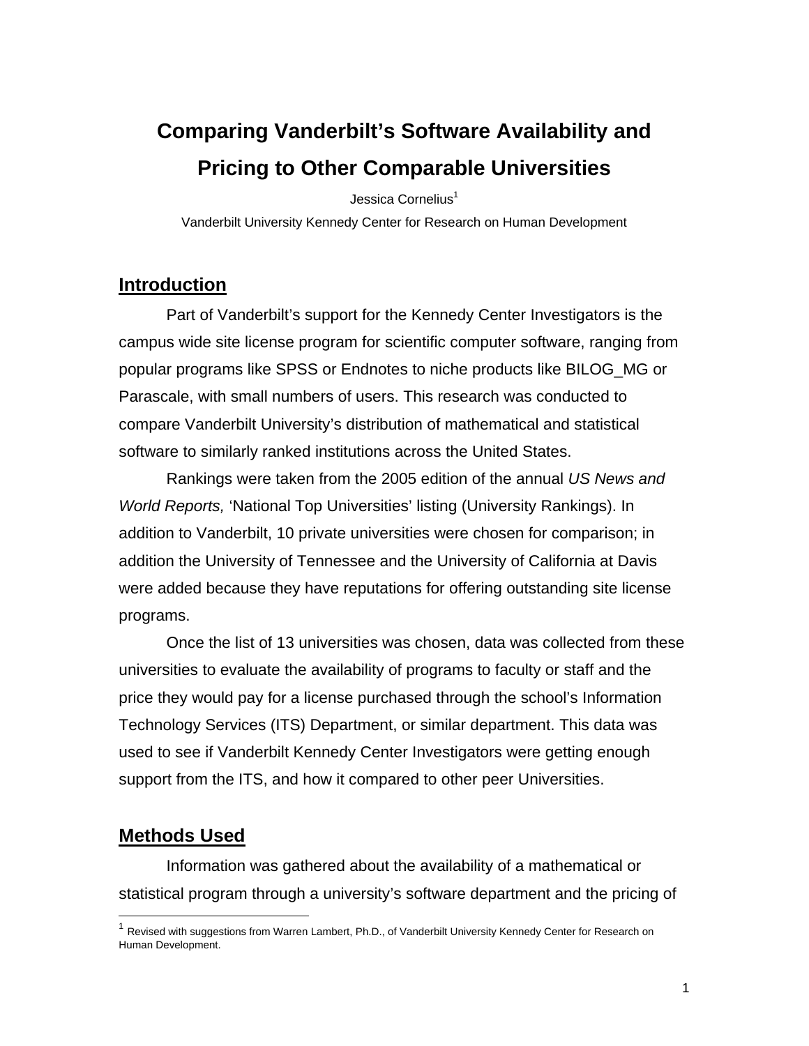# Comparing Vanderbilt's Software Availability and Pricing to Other Comparable Universities

Jessica Cornelius[1]

Vanderbilt University Kennedy Center for Research on Human Development

## Introduction

Part of Vanderbilt's support for the Kennedy Center Investigators is the campus wide site license program for scientific computer software, ranging from popular programs like SPSS or Endnotes to niche products like BILOG_MG or Parascale, with small numbers of users. This research was conducted to compare Vanderbilt University's distribution of mathematical and statistical software to similarly ranked institutions across the United States.

Rankings were taken from the 2005 edition of the annual *US News and World Reports,* 'National Top Universities' listing (University Rankings). In addition to Vanderbilt, 10 private universities were chosen for comparison; in addition the University of Tennessee and the University of California at Davis were added because they have reputations for offering outstanding site license programs.

Once the list of 13 universities was chosen, data was collected from these universities to evaluate the availability of programs to faculty or staff and the price they would pay for a license purchased through the school's Information Technology Services (ITS) Department, or similar department. This data was used to see if Vanderbilt Kennedy Center Investigators were getting enough support from the ITS, and how it compared to other peer Universities.

## Methods Used

Information was gathered about the availability of a mathematical or statistical program through a university's software department and the pricing of

[1] Revised with suggestions from Warren Lambert, Ph.D., of Vanderbilt University Kennedy Center for Research on Human Development.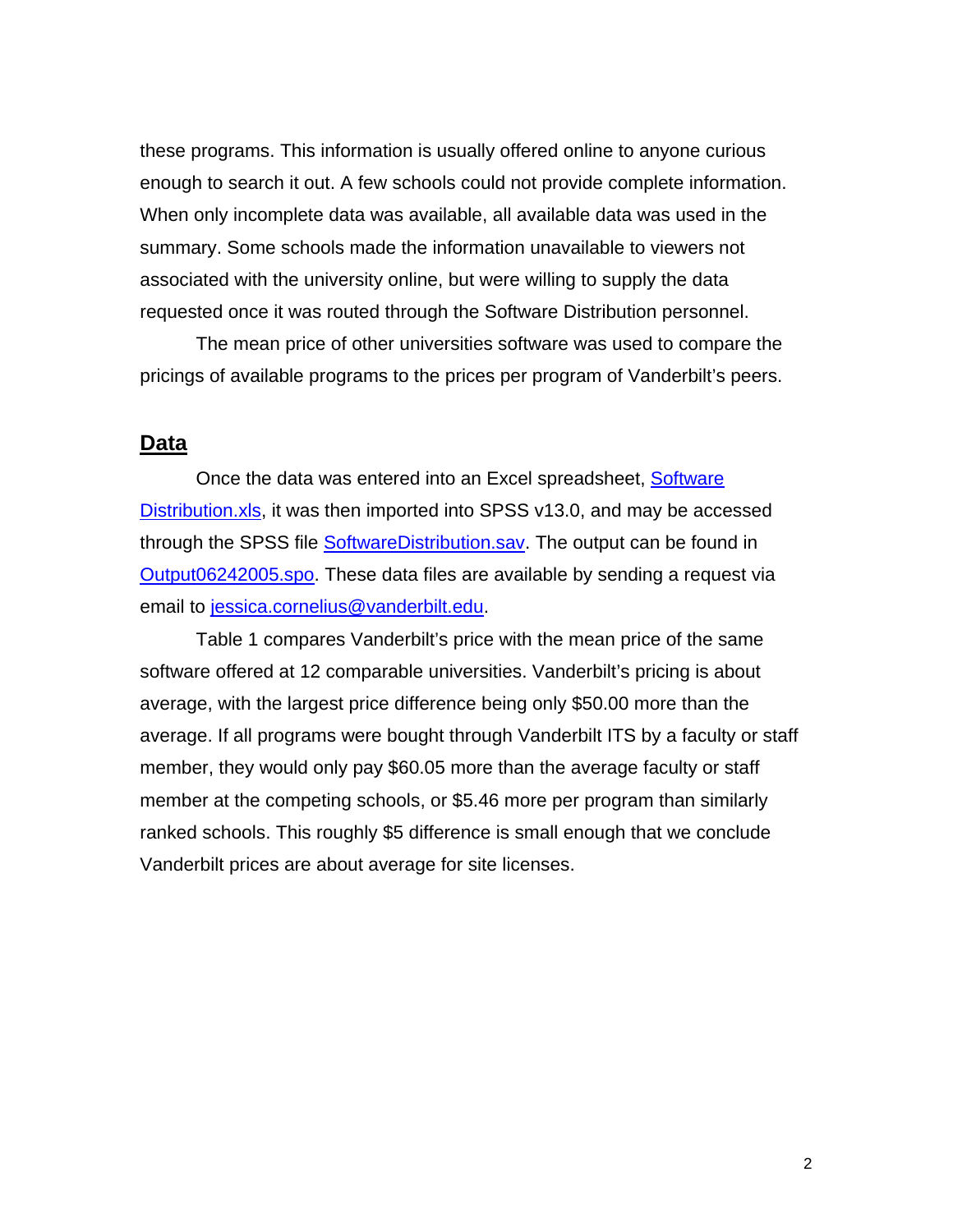these programs. This information is usually offered online to anyone curious enough to search it out. A few schools could not provide complete information. When only incomplete data was available, all available data was used in the summary. Some schools made the information unavailable to viewers not associated with the university online, but were willing to supply the data requested once it was routed through the Software Distribution personnel.

The mean price of other universities software was used to compare the pricings of available programs to the prices per program of Vanderbilt's peers.

## Data

Once the data was entered into an Excel spreadsheet, Software Distribution.xls, it was then imported into SPSS v13.0, and may be accessed through the SPSS file SoftwareDistribution.sav. The output can be found in Output06242005.spo. These data files are available by sending a request via email to jessica.cornelius@vanderbilt.edu.

Table 1 compares Vanderbilt's price with the mean price of the same software offered at 12 comparable universities. Vanderbilt's pricing is about average, with the largest price difference being only $50.00 more than the average. If all programs were bought through Vanderbilt ITS by a faculty or staff member, they would only pay $60.05 more than the average faculty or staff member at the competing schools, or $5.46 more per program than similarly ranked schools. This roughly $5 difference is small enough that we conclude Vanderbilt prices are about average for site licenses.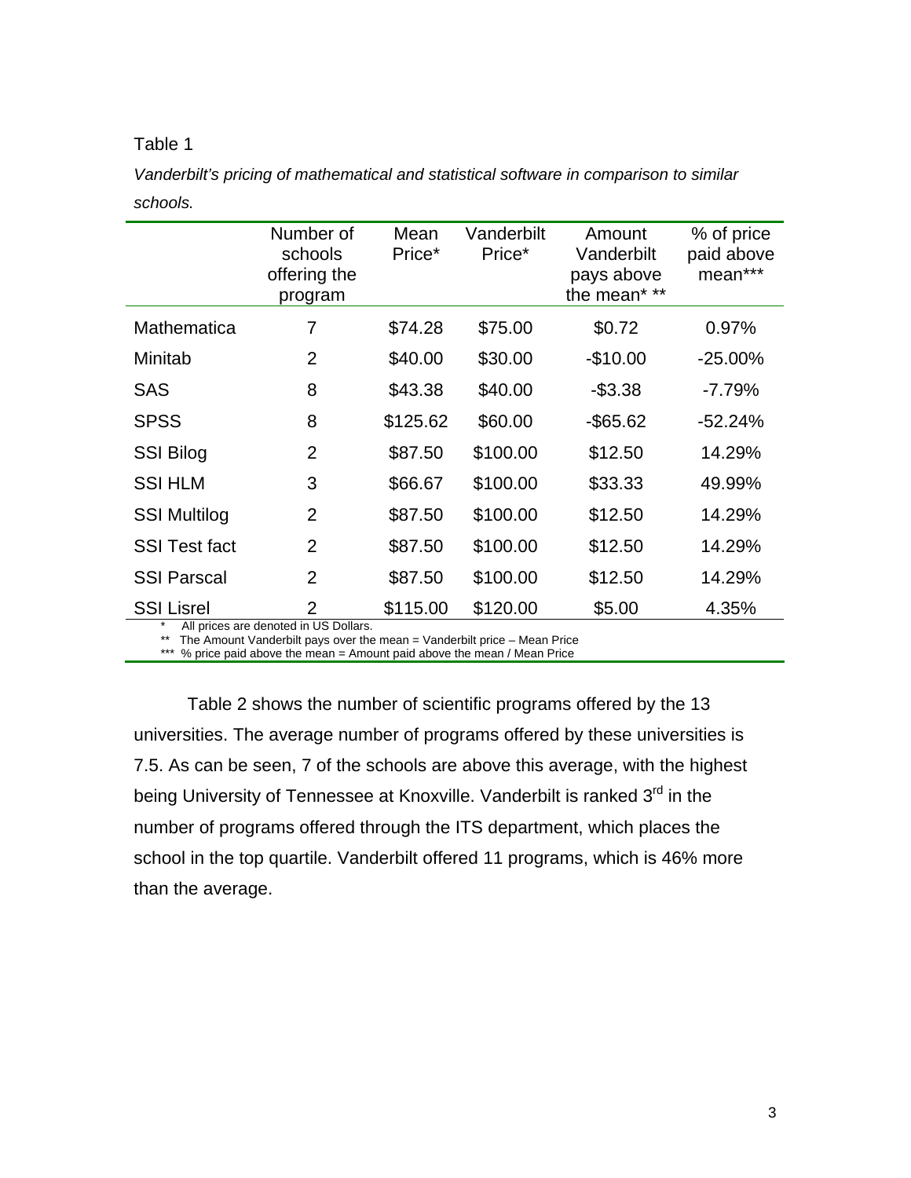Table 1

*Vanderbilt's pricing of mathematical and statistical software in comparison to similar schools.*

| | Number of schools offering the program | Mean Price* | Vanderbilt Price* | Amount Vanderbilt pays above the mean* ** | % of price paid above mean*** |
|---|---|---|---|---|---|
| Mathematica | 7 | $74.28 | $75.00 | $0.72 | 0.97% |
| Minitab | 2 | $40.00 | $30.00 | -$10.00 | -25.00% |
| SAS | 8 | $43.38 | $40.00 | -$3.38 | -7.79% |
| SPSS | 8 | $125.62 | $60.00 | -$65.62 | -52.24% |
| SSI Bilog | 2 | $87.50 | $100.00 | $12.50 | 14.29% |
| SSI HLM | 3 | $66.67 | $100.00 | $33.33 | 49.99% |
| SSI Multilog | 2 | $87.50 | $100.00 | $12.50 | 14.29% |
| SSI Test fact | 2 | $87.50 | $100.00 | $12.50 | 14.29% |
| SSI Parscal | 2 | $87.50 | $100.00 | $12.50 | 14.29% |
| SSI Lisrel | 2 | $115.00 | $120.00 | $5.00 | 4.35% |

\* All prices are denoted in US Dollars.

** The Amount Vanderbilt pays over the mean = Vanderbilt price – Mean Price

*** % price paid above the mean = Amount paid above the mean / Mean Price

Table 2 shows the number of scientific programs offered by the 13 universities. The average number of programs offered by these universities is 7.5. As can be seen, 7 of the schools are above this average, with the highest being University of Tennessee at Knoxville. Vanderbilt is ranked 3rd in the number of programs offered through the ITS department, which places the school in the top quartile. Vanderbilt offered 11 programs, which is 46% more than the average.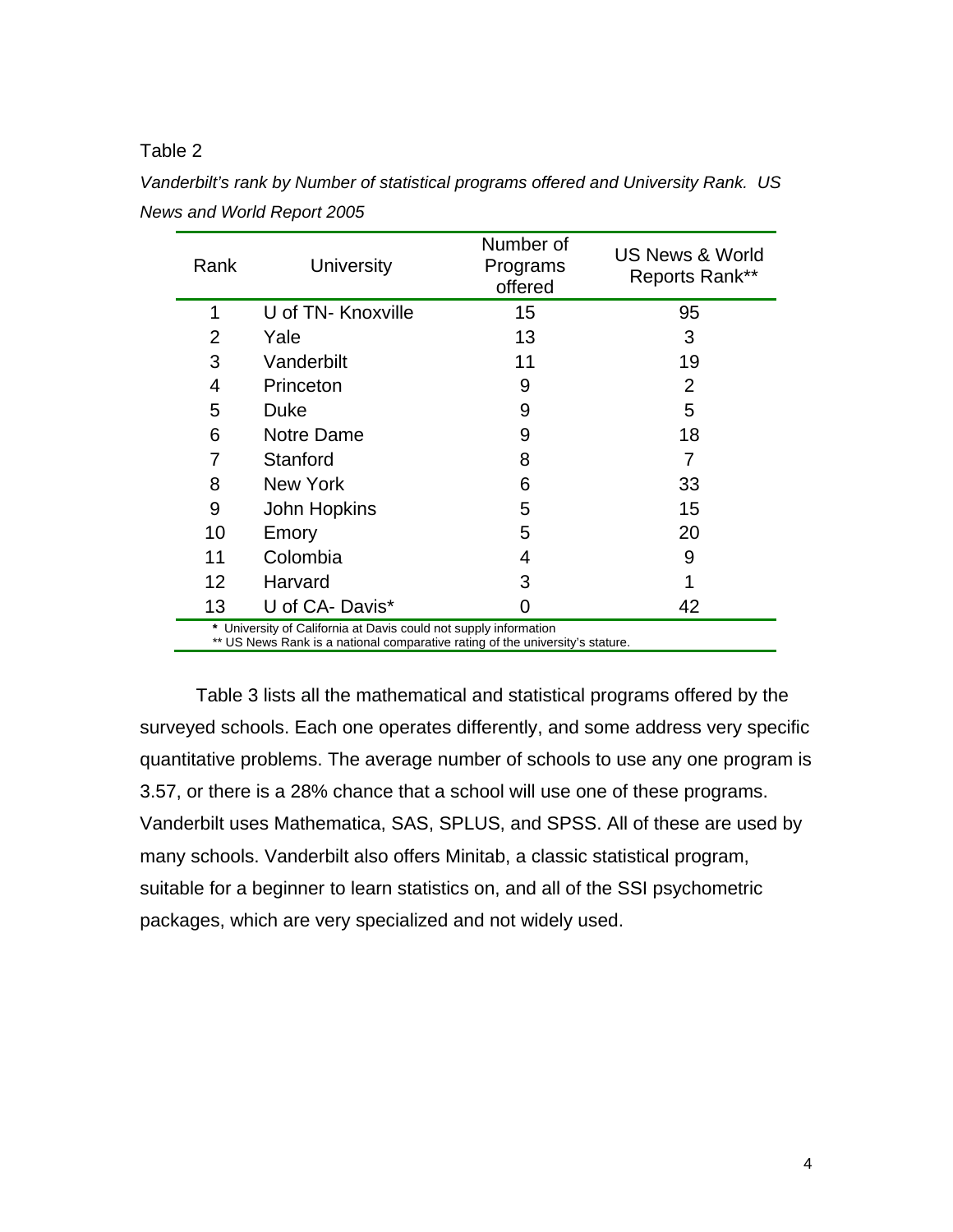Table 2

*Vanderbilt's rank by Number of statistical programs offered and University Rank. US News and World Report 2005*

| Rank | University | Number of Programs offered | US News & World Reports Rank** |
|---|---|---|---|
| 1 | U of TN- Knoxville | 15 | 95 |
| 2 | Yale | 13 | 3 |
| 3 | Vanderbilt | 11 | 19 |
| 4 | Princeton | 9 | 2 |
| 5 | Duke | 9 | 5 |
| 6 | Notre Dame | 9 | 18 |
| 7 | Stanford | 8 | 7 |
| 8 | New York | 6 | 33 |
| 9 | John Hopkins | 5 | 15 |
| 10 | Emory | 5 | 20 |
| 11 | Colombia | 4 | 9 |
| 12 | Harvard | 3 | 1 |
| 13 | U of CA- Davis* | 0 | 42 |

\* University of California at Davis could not supply information
** US News Rank is a national comparative rating of the university's stature.

Table 3 lists all the mathematical and statistical programs offered by the surveyed schools. Each one operates differently, and some address very specific quantitative problems. The average number of schools to use any one program is 3.57, or there is a 28% chance that a school will use one of these programs. Vanderbilt uses Mathematica, SAS, SPLUS, and SPSS. All of these are used by many schools. Vanderbilt also offers Minitab, a classic statistical program, suitable for a beginner to learn statistics on, and all of the SSI psychometric packages, which are very specialized and not widely used.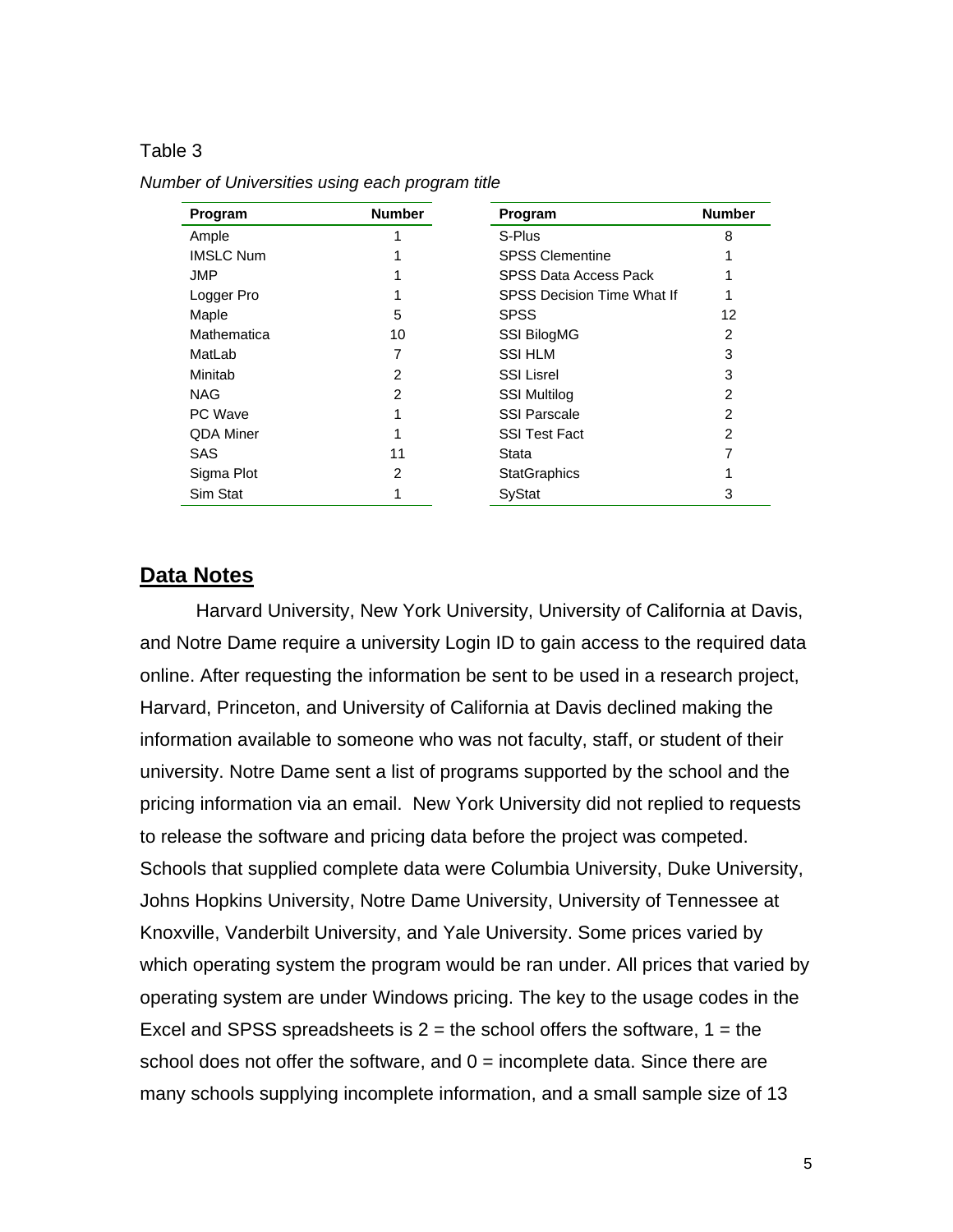Table 3

*Number of Universities using each program title*

| Program | Number | Program | Number |
|---|---|---|---|
| Ample | 1 | S-Plus | 8 |
| IMSLC Num | 1 | SPSS Clementine | 1 |
| JMP | 1 | SPSS Data Access Pack | 1 |
| Logger Pro | 1 | SPSS Decision Time What If | 1 |
| Maple | 5 | SPSS | 12 |
| Mathematica | 10 | SSI BilogMG | 2 |
| MatLab | 7 | SSI HLM | 3 |
| Minitab | 2 | SSI Lisrel | 3 |
| NAG | 2 | SSI Multilog | 2 |
| PC Wave | 1 | SSI Parscale | 2 |
| QDA Miner | 1 | SSI Test Fact | 2 |
| SAS | 11 | Stata | 7 |
| Sigma Plot | 2 | StatGraphics | 1 |
| Sim Stat | 1 | SyStat | 3 |

## Data Notes

Harvard University, New York University, University of California at Davis, and Notre Dame require a university Login ID to gain access to the required data online. After requesting the information be sent to be used in a research project, Harvard, Princeton, and University of California at Davis declined making the information available to someone who was not faculty, staff, or student of their university. Notre Dame sent a list of programs supported by the school and the pricing information via an email. New York University did not replied to requests to release the software and pricing data before the project was competed. Schools that supplied complete data were Columbia University, Duke University, Johns Hopkins University, Notre Dame University, University of Tennessee at Knoxville, Vanderbilt University, and Yale University. Some prices varied by which operating system the program would be ran under. All prices that varied by operating system are under Windows pricing. The key to the usage codes in the Excel and SPSS spreadsheets is 2 = the school offers the software, 1 = the school does not offer the software, and 0 = incomplete data. Since there are many schools supplying incomplete information, and a small sample size of 13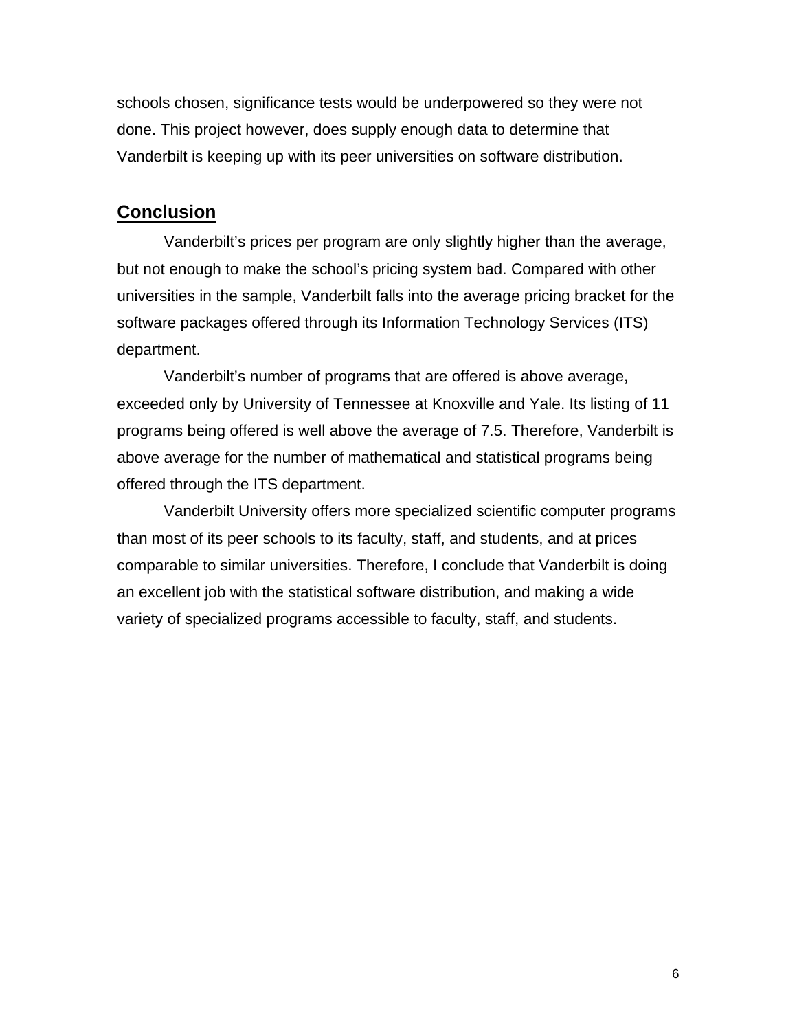schools chosen, significance tests would be underpowered so they were not done. This project however, does supply enough data to determine that Vanderbilt is keeping up with its peer universities on software distribution.

## Conclusion

Vanderbilt's prices per program are only slightly higher than the average, but not enough to make the school's pricing system bad. Compared with other universities in the sample, Vanderbilt falls into the average pricing bracket for the software packages offered through its Information Technology Services (ITS) department.

Vanderbilt's number of programs that are offered is above average, exceeded only by University of Tennessee at Knoxville and Yale. Its listing of 11 programs being offered is well above the average of 7.5. Therefore, Vanderbilt is above average for the number of mathematical and statistical programs being offered through the ITS department.

Vanderbilt University offers more specialized scientific computer programs than most of its peer schools to its faculty, staff, and students, and at prices comparable to similar universities. Therefore, I conclude that Vanderbilt is doing an excellent job with the statistical software distribution, and making a wide variety of specialized programs accessible to faculty, staff, and students.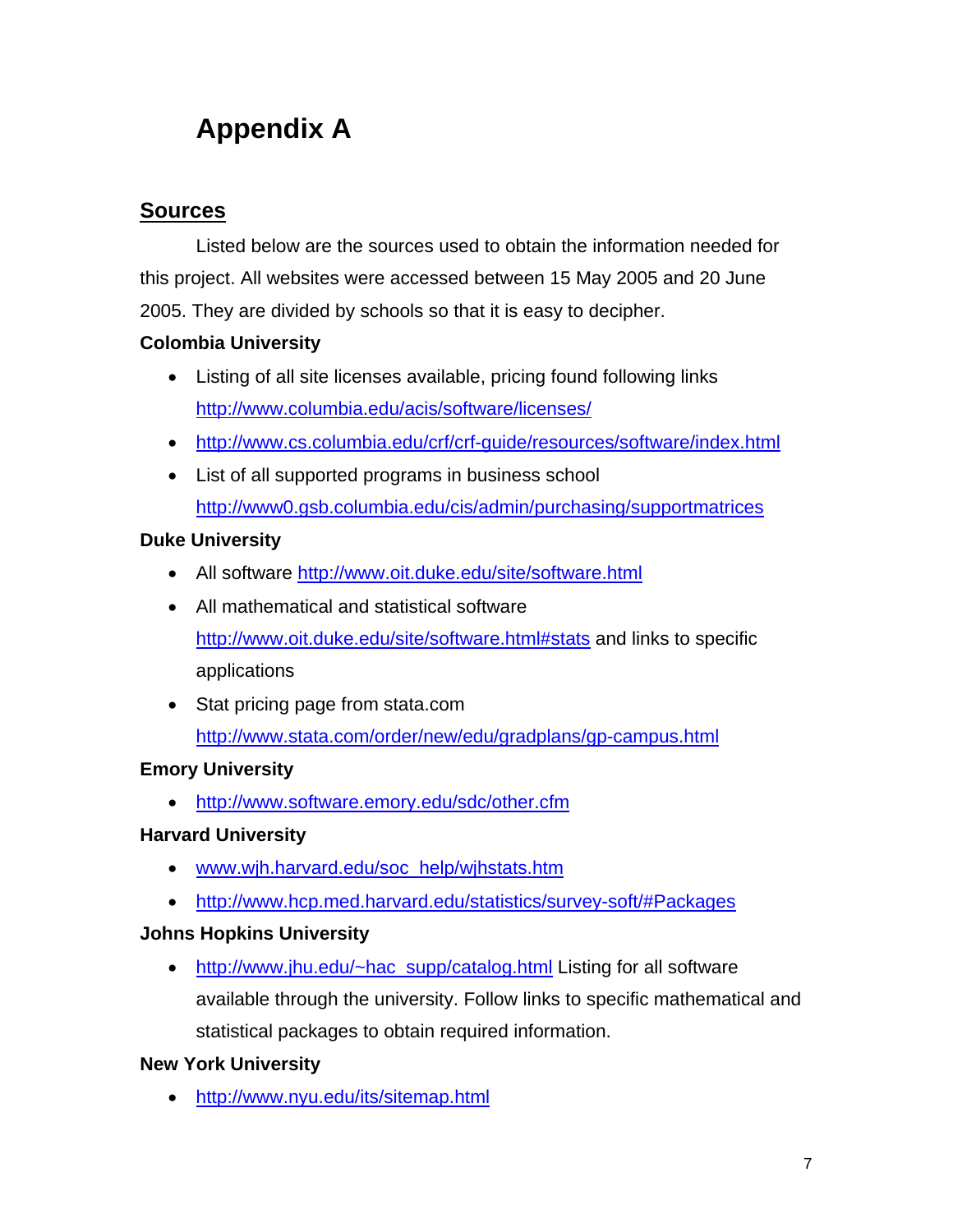# Appendix A

## Sources

Listed below are the sources used to obtain the information needed for this project. All websites were accessed between 15 May 2005 and 20 June 2005. They are divided by schools so that it is easy to decipher.

**Colombia University**

- Listing of all site licenses available, pricing found following links http://www.columbia.edu/acis/software/licenses/
- http://www.cs.columbia.edu/crf/crf-guide/resources/software/index.html
- List of all supported programs in business school http://www0.gsb.columbia.edu/cis/admin/purchasing/supportmatrices

**Duke University**

- All software http://www.oit.duke.edu/site/software.html
- All mathematical and statistical software http://www.oit.duke.edu/site/software.html#stats and links to specific applications
- Stat pricing page from stata.com http://www.stata.com/order/new/edu/gradplans/gp-campus.html

**Emory University**

- http://www.software.emory.edu/sdc/other.cfm

**Harvard University**

- www.wjh.harvard.edu/soc_help/wjhstats.htm
- http://www.hcp.med.harvard.edu/statistics/survey-soft/#Packages

**Johns Hopkins University**

- http://www.jhu.edu/~hac_supp/catalog.html Listing for all software available through the university. Follow links to specific mathematical and statistical packages to obtain required information.

**New York University**

- http://www.nyu.edu/its/sitemap.html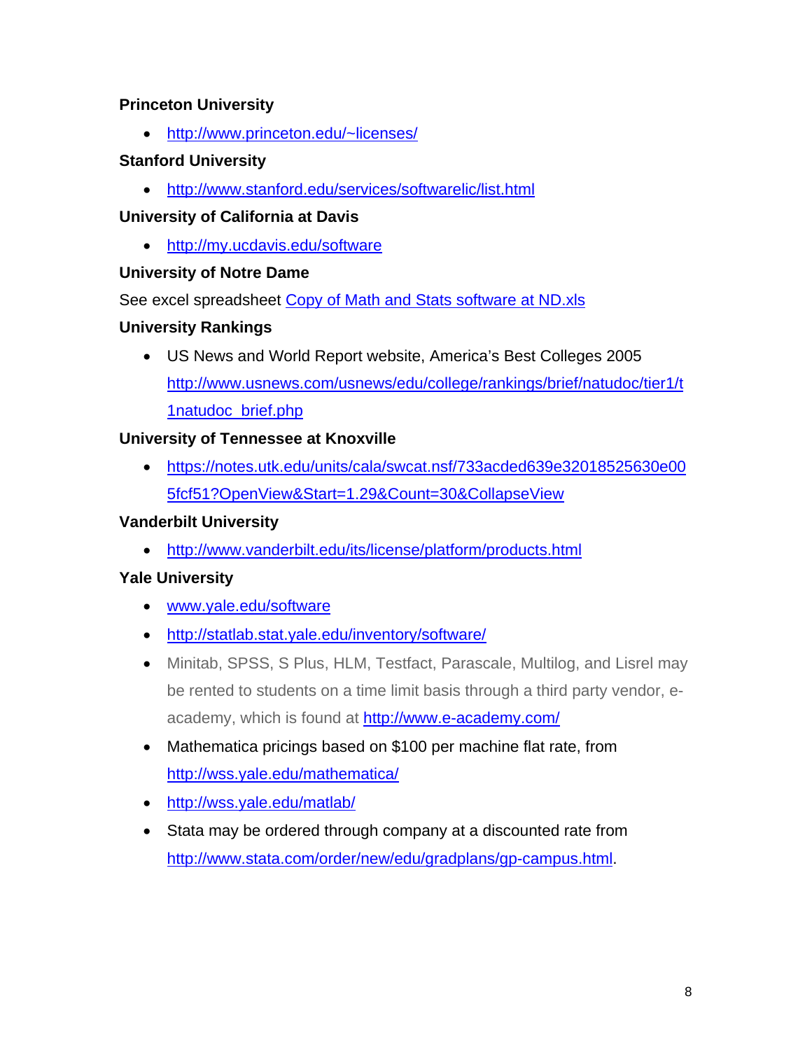**Princeton University**

- http://www.princeton.edu/~licenses/

**Stanford University**

- http://www.stanford.edu/services/softwarelic/list.html

**University of California at Davis**

- http://my.ucdavis.edu/software

**University of Notre Dame**

See excel spreadsheet Copy of Math and Stats software at ND.xls

**University Rankings**

- US News and World Report website, America's Best Colleges 2005 http://www.usnews.com/usnews/edu/college/rankings/brief/natudoc/tier1/t1natudoc_brief.php

**University of Tennessee at Knoxville**

- https://notes.utk.edu/units/cala/swcat.nsf/733acded639e32018525630e005fcf51?OpenView&Start=1.29&Count=30&CollapseView

**Vanderbilt University**

- http://www.vanderbilt.edu/its/license/platform/products.html

**Yale University**

- www.yale.edu/software
- http://statlab.stat.yale.edu/inventory/software/
- Minitab, SPSS, S Plus, HLM, Testfact, Parascale, Multilog, and Lisrel may be rented to students on a time limit basis through a third party vendor, e-academy, which is found at http://www.e-academy.com/
- Mathematica pricings based on $100 per machine flat rate, from http://wss.yale.edu/mathematica/
- http://wss.yale.edu/matlab/
- Stata may be ordered through company at a discounted rate from http://www.stata.com/order/new/edu/gradplans/gp-campus.html.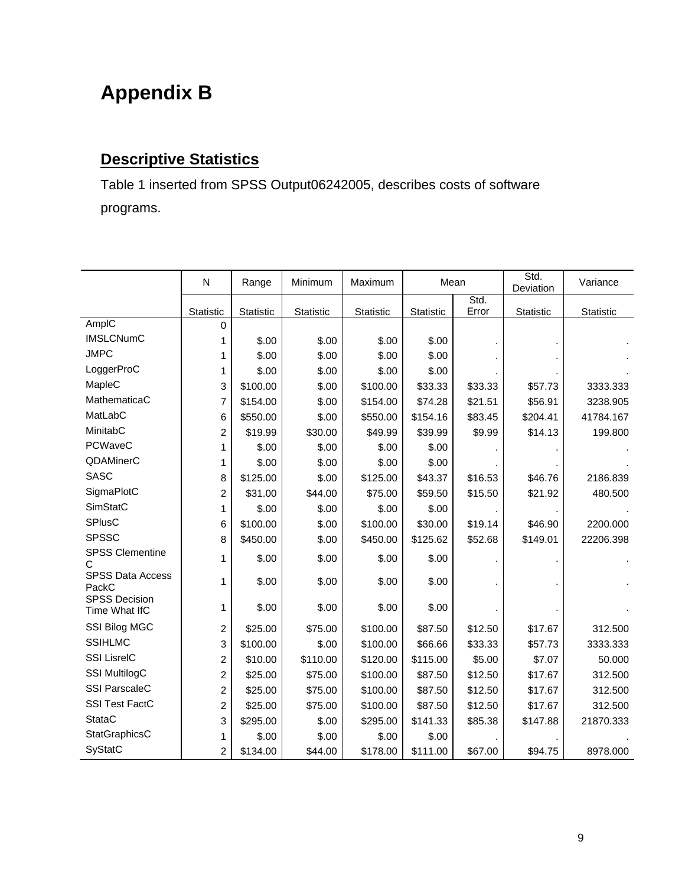# Appendix B

## Descriptive Statistics

Table 1 inserted from SPSS Output06242005, describes costs of software programs.

| | N | Range | Minimum | Maximum | Mean | | Std. Deviation | Variance |
|---|---|---|---|---|---|---|---|---|
| | Statistic | Statistic | Statistic | Statistic | Statistic | Std. Error | Statistic | Statistic |
| AmplC | 0 | | | | | | | |
| IMSLCNumC | 1 | $.00 | $.00 | $.00 | $.00 | . | . | . |
| JMPC | 1 | $.00 | $.00 | $.00 | $.00 | . | . | . |
| LoggerProC | 1 | $.00 | $.00 | $.00 | $.00 | . | . | . |
| MapleC | 3 | $100.00 | $.00 | $100.00 | $33.33 | $33.33 | $57.73 | 3333.333 |
| MathematicaC | 7 | $154.00 | $.00 | $154.00 | $74.28 | $21.51 | $56.91 | 3238.905 |
| MatLabC | 6 | $550.00 | $.00 | $550.00 | $154.16 | $83.45 | $204.41 | 41784.167 |
| MinitabC | 2 | $19.99 | $30.00 | $49.99 | $39.99 | $9.99 | $14.13 | 199.800 |
| PCWaveC | 1 | $.00 | $.00 | $.00 | $.00 | . | . | . |
| QDAMinerC | 1 | $.00 | $.00 | $.00 | $.00 | . | . | . |
| SASC | 8 | $125.00 | $.00 | $125.00 | $43.37 | $16.53 | $46.76 | 2186.839 |
| SigmaPlotC | 2 | $31.00 | $44.00 | $75.00 | $59.50 | $15.50 | $21.92 | 480.500 |
| SimStatC | 1 | $.00 | $.00 | $.00 | $.00 | . | . | . |
| SPlusC | 6 | $100.00 | $.00 | $100.00 | $30.00 | $19.14 | $46.90 | 2200.000 |
| SPSSC | 8 | $450.00 | $.00 | $450.00 | $125.62 | $52.68 | $149.01 | 22206.398 |
| SPSS Clementine C | 1 | $.00 | $.00 | $.00 | $.00 | . | . | . |
| SPSS Data Access PackC | 1 | $.00 | $.00 | $.00 | $.00 | . | . | . |
| SPSS Decision Time What IfC | 1 | $.00 | $.00 | $.00 | $.00 | . | . | . |
| SSI Bilog MGC | 2 | $25.00 | $75.00 | $100.00 | $87.50 | $12.50 | $17.67 | 312.500 |
| SSIHLMC | 3 | $100.00 | $.00 | $100.00 | $66.66 | $33.33 | $57.73 | 3333.333 |
| SSI LisrelC | 2 | $10.00 | $110.00 | $120.00 | $115.00 | $5.00 | $7.07 | 50.000 |
| SSI MultilogC | 2 | $25.00 | $75.00 | $100.00 | $87.50 | $12.50 | $17.67 | 312.500 |
| SSI ParscaleC | 2 | $25.00 | $75.00 | $100.00 | $87.50 | $12.50 | $17.67 | 312.500 |
| SSI Test FactC | 2 | $25.00 | $75.00 | $100.00 | $87.50 | $12.50 | $17.67 | 312.500 |
| StataC | 3 | $295.00 | $.00 | $295.00 | $141.33 | $85.38 | $147.88 | 21870.333 |
| StatGraphicsC | 1 | $.00 | $.00 | $.00 | $.00 | . | . | . |
| SyStatC | 2 | $134.00 | $44.00 | $178.00 | $111.00 | $67.00 | $94.75 | 8978.000 |